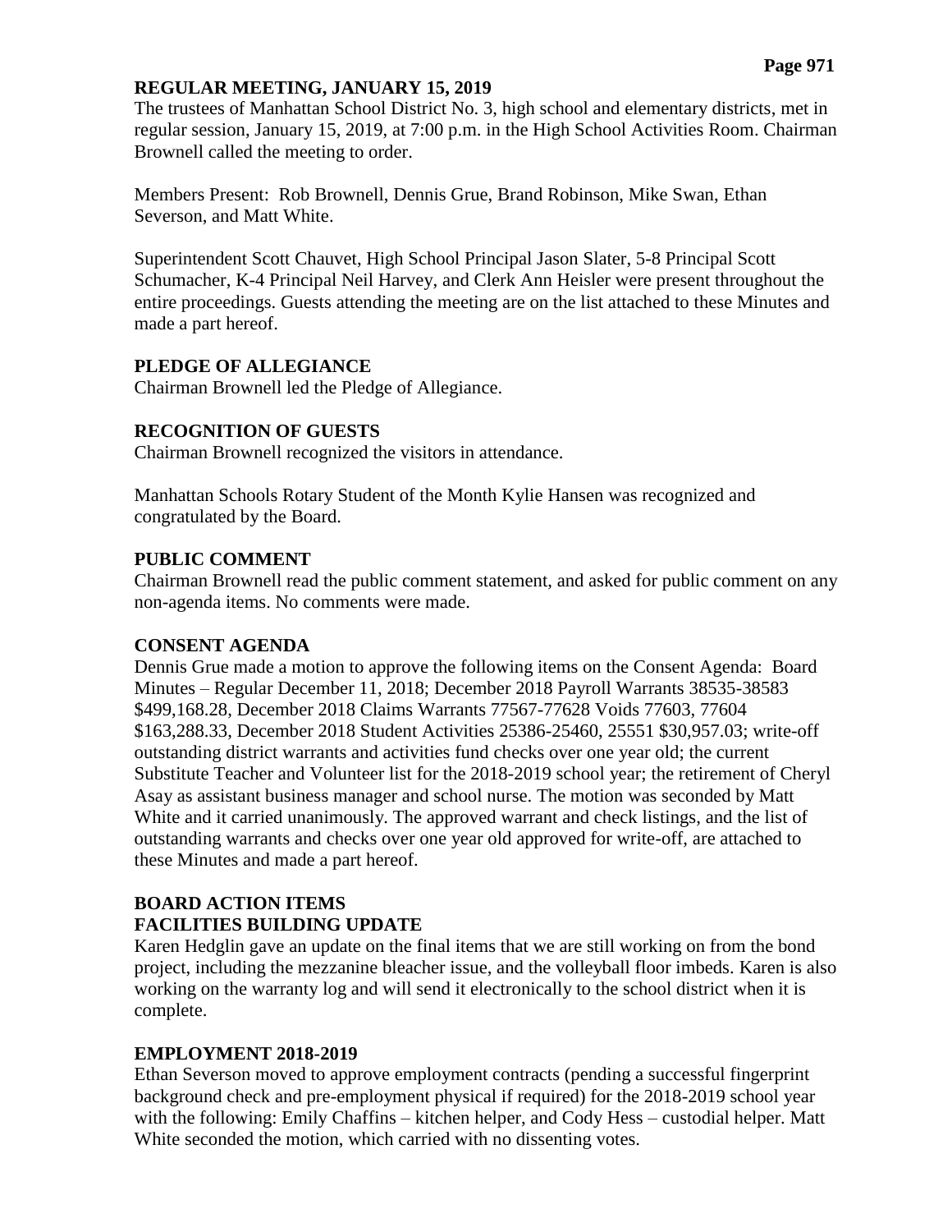## REGULAR MEETING, JANUARY 15, 2019

The trustees of Manhattan School District No. 3, high school and elementary districts, met in regular session, January 15, 2019, at 7:00 p.m. in the High School Activities Room. Chairman Brownell called the meeting to order.

Members Present: Rob Brownell, Dennis Grue, Brand Robinson, Mike Swan, Ethan Severson, and Matt White.

Superintendent Scott Chauvet, High School Principal Jason Slater, 5-8 Principal Scott Schumacher, K-4 Principal Neil Harvey, and Clerk Ann Heisler were present throughout the entire proceedings. Guests attending the meeting are on the list attached to these Minutes and made a part hereof.

### PLEDGE OF ALLEGIANCE

Chairman Brownell led the Pledge of Allegiance.

### RECOGNITION OF GUESTS

Chairman Brownell recognized the visitors in attendance.

Manhattan Schools Rotary Student of the Month Kylie Hansen was recognized and congratulated by the Board.

### PUBLIC COMMENT

Chairman Brownell read the public comment statement, and asked for public comment on any non-agenda items. No comments were made.

### CONSENT AGENDA

Dennis Grue made a motion to approve the following items on the Consent Agenda: Board Minutes – Regular December 11, 2018; December 2018 Payroll Warrants 38535-38583 $499,168.28, December 2018 Claims Warrants 77567-77628 Voids 77603, 77604 $163,288.33, December 2018 Student Activities 25386-25460, 25551 $30,957.03; write-off outstanding district warrants and activities fund checks over one year old; the current Substitute Teacher and Volunteer list for the 2018-2019 school year; the retirement of Cheryl Asay as assistant business manager and school nurse. The motion was seconded by Matt White and it carried unanimously. The approved warrant and check listings, and the list of outstanding warrants and checks over one year old approved for write-off, are attached to these Minutes and made a part hereof.

### BOARD ACTION ITEMS

### FACILITIES BUILDING UPDATE

Karen Hedglin gave an update on the final items that we are still working on from the bond project, including the mezzanine bleacher issue, and the volleyball floor imbeds. Karen is also working on the warranty log and will send it electronically to the school district when it is complete.

### EMPLOYMENT 2018-2019

Ethan Severson moved to approve employment contracts (pending a successful fingerprint background check and pre-employment physical if required) for the 2018-2019 school year with the following: Emily Chaffins – kitchen helper, and Cody Hess – custodial helper. Matt White seconded the motion, which carried with no dissenting votes.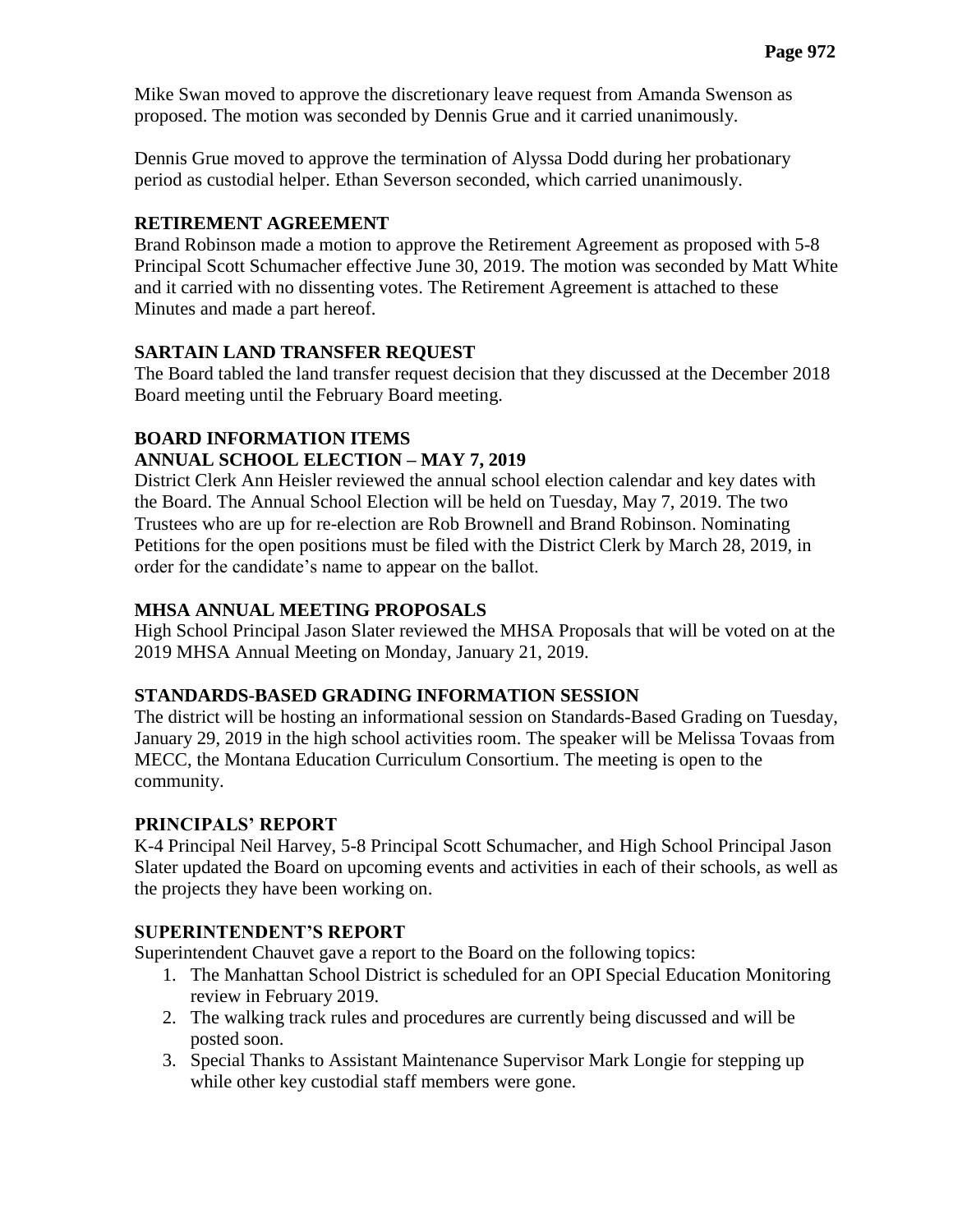Mike Swan moved to approve the discretionary leave request from Amanda Swenson as proposed. The motion was seconded by Dennis Grue and it carried unanimously.

Dennis Grue moved to approve the termination of Alyssa Dodd during her probationary period as custodial helper. Ethan Severson seconded, which carried unanimously.

**RETIREMENT AGREEMENT**

Brand Robinson made a motion to approve the Retirement Agreement as proposed with 5-8 Principal Scott Schumacher effective June 30, 2019. The motion was seconded by Matt White and it carried with no dissenting votes. The Retirement Agreement is attached to these Minutes and made a part hereof.

**SARTAIN LAND TRANSFER REQUEST**

The Board tabled the land transfer request decision that they discussed at the December 2018 Board meeting until the February Board meeting.

**BOARD INFORMATION ITEMS**

**ANNUAL SCHOOL ELECTION – MAY 7, 2019**

District Clerk Ann Heisler reviewed the annual school election calendar and key dates with the Board. The Annual School Election will be held on Tuesday, May 7, 2019. The two Trustees who are up for re-election are Rob Brownell and Brand Robinson. Nominating Petitions for the open positions must be filed with the District Clerk by March 28, 2019, in order for the candidate's name to appear on the ballot.

**MHSA ANNUAL MEETING PROPOSALS**

High School Principal Jason Slater reviewed the MHSA Proposals that will be voted on at the 2019 MHSA Annual Meeting on Monday, January 21, 2019.

**STANDARDS-BASED GRADING INFORMATION SESSION**

The district will be hosting an informational session on Standards-Based Grading on Tuesday, January 29, 2019 in the high school activities room. The speaker will be Melissa Tovaas from MECC, the Montana Education Curriculum Consortium. The meeting is open to the community.

**PRINCIPALS' REPORT**

K-4 Principal Neil Harvey, 5-8 Principal Scott Schumacher, and High School Principal Jason Slater updated the Board on upcoming events and activities in each of their schools, as well as the projects they have been working on.

**SUPERINTENDENT'S REPORT**

Superintendent Chauvet gave a report to the Board on the following topics:

1. The Manhattan School District is scheduled for an OPI Special Education Monitoring review in February 2019.
2. The walking track rules and procedures are currently being discussed and will be posted soon.
3. Special Thanks to Assistant Maintenance Supervisor Mark Longie for stepping up while other key custodial staff members were gone.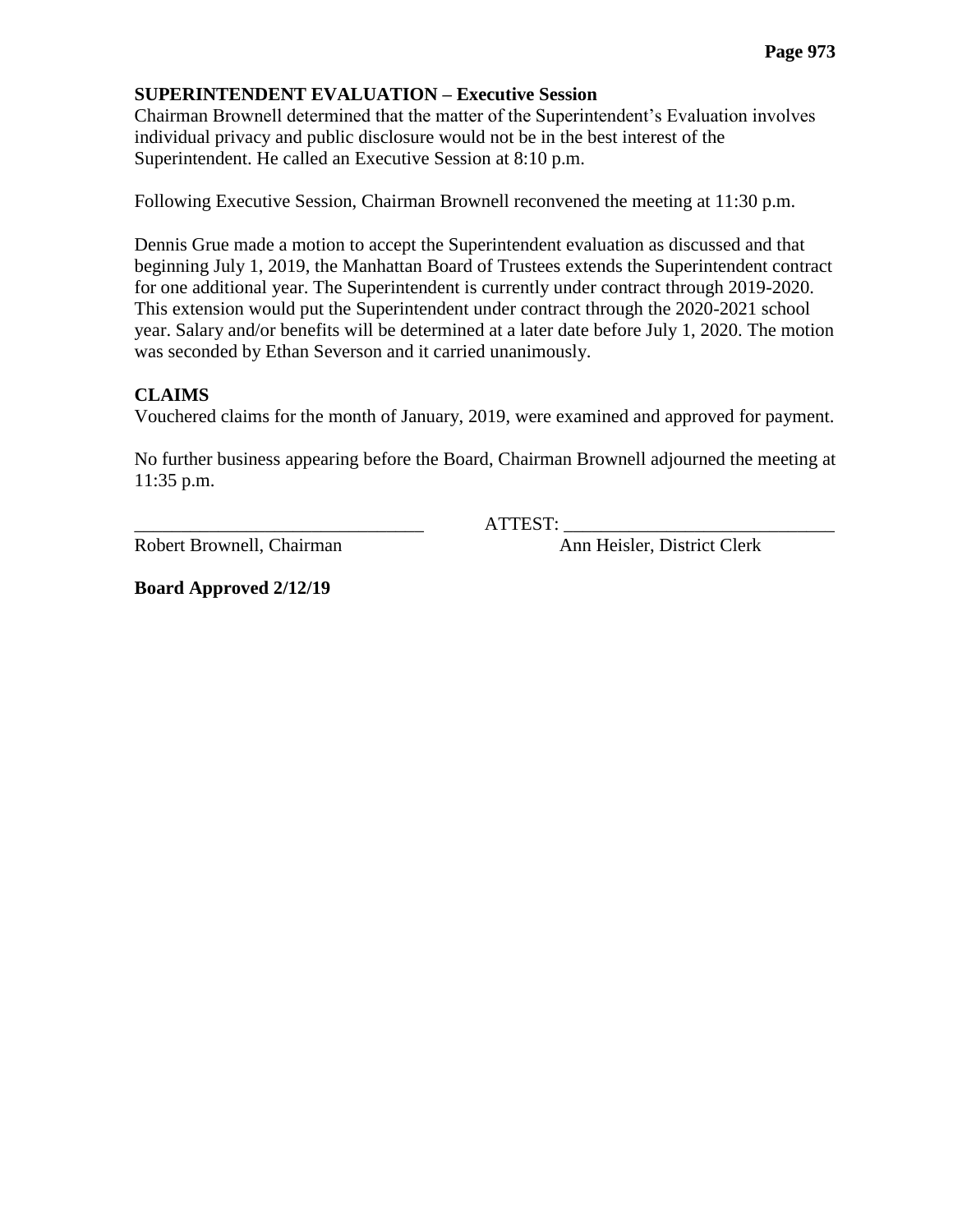**SUPERINTENDENT EVALUATION – Executive Session**

Chairman Brownell determined that the matter of the Superintendent's Evaluation involves individual privacy and public disclosure would not be in the best interest of the Superintendent. He called an Executive Session at 8:10 p.m.

Following Executive Session, Chairman Brownell reconvened the meeting at 11:30 p.m.

Dennis Grue made a motion to accept the Superintendent evaluation as discussed and that beginning July 1, 2019, the Manhattan Board of Trustees extends the Superintendent contract for one additional year. The Superintendent is currently under contract through 2019-2020. This extension would put the Superintendent under contract through the 2020-2021 school year. Salary and/or benefits will be determined at a later date before July 1, 2020. The motion was seconded by Ethan Severson and it carried unanimously.

**CLAIMS**

Vouchered claims for the month of January, 2019, were examined and approved for payment.

No further business appearing before the Board, Chairman Brownell adjourned the meeting at 11:35 p.m.

_______________________________ ATTEST: _____________________________

Robert Brownell, Chairman Ann Heisler, District Clerk

**Board Approved 2/12/19**